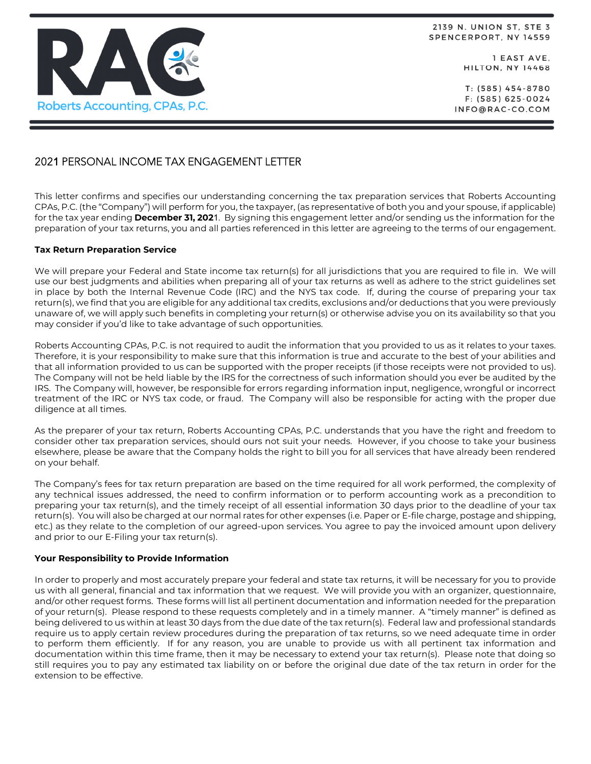Roberts Accounting, CPAs, P.C.

2139 N. UNION ST, STE 3
SPENCERPORT, NY 14559

1 EAST AVE,
HILTON, NY 14468

T: (585) 454-8780
F: (585) 625-0024
INFO@RAC-CO.COM

# 2021 PERSONAL INCOME TAX ENGAGEMENT LETTER

This letter confirms and specifies our understanding concerning the tax preparation services that Roberts Accounting CPAs, P.C. (the "Company") will perform for you, the taxpayer, (as representative of both you and your spouse, if applicable) for the tax year ending **December 31, 2021**. By signing this engagement letter and/or sending us the information for the preparation of your tax returns, you and all parties referenced in this letter are agreeing to the terms of our engagement.

**Tax Return Preparation Service**

We will prepare your Federal and State income tax return(s) for all jurisdictions that you are required to file in. We will use our best judgments and abilities when preparing all of your tax returns as well as adhere to the strict guidelines set in place by both the Internal Revenue Code (IRC) and the NYS tax code. If, during the course of preparing your tax return(s), we find that you are eligible for any additional tax credits, exclusions and/or deductions that you were previously unaware of, we will apply such benefits in completing your return(s) or otherwise advise you on its availability so that you may consider if you'd like to take advantage of such opportunities.

Roberts Accounting CPAs, P.C. is not required to audit the information that you provided to us as it relates to your taxes. Therefore, it is your responsibility to make sure that this information is true and accurate to the best of your abilities and that all information provided to us can be supported with the proper receipts (if those receipts were not provided to us). The Company will not be held liable by the IRS for the correctness of such information should you ever be audited by the IRS. The Company will, however, be responsible for errors regarding information input, negligence, wrongful or incorrect treatment of the IRC or NYS tax code, or fraud. The Company will also be responsible for acting with the proper due diligence at all times.

As the preparer of your tax return, Roberts Accounting CPAs, P.C. understands that you have the right and freedom to consider other tax preparation services, should ours not suit your needs. However, if you choose to take your business elsewhere, please be aware that the Company holds the right to bill you for all services that have already been rendered on your behalf.

The Company's fees for tax return preparation are based on the time required for all work performed, the complexity of any technical issues addressed, the need to confirm information or to perform accounting work as a precondition to preparing your tax return(s), and the timely receipt of all essential information 30 days prior to the deadline of your tax return(s). You will also be charged at our normal rates for other expenses (i.e. Paper or E-file charge, postage and shipping, etc.) as they relate to the completion of our agreed-upon services. You agree to pay the invoiced amount upon delivery and prior to our E-Filing your tax return(s).

**Your Responsibility to Provide Information**

In order to properly and most accurately prepare your federal and state tax returns, it will be necessary for you to provide us with all general, financial and tax information that we request. We will provide you with an organizer, questionnaire, and/or other request forms. These forms will list all pertinent documentation and information needed for the preparation of your return(s). Please respond to these requests completely and in a timely manner. A "timely manner" is defined as being delivered to us within at least 30 days from the due date of the tax return(s). Federal law and professional standards require us to apply certain review procedures during the preparation of tax returns, so we need adequate time in order to perform them efficiently. If for any reason, you are unable to provide us with all pertinent tax information and documentation within this time frame, then it may be necessary to extend your tax return(s). Please note that doing so still requires you to pay any estimated tax liability on or before the original due date of the tax return in order for the extension to be effective.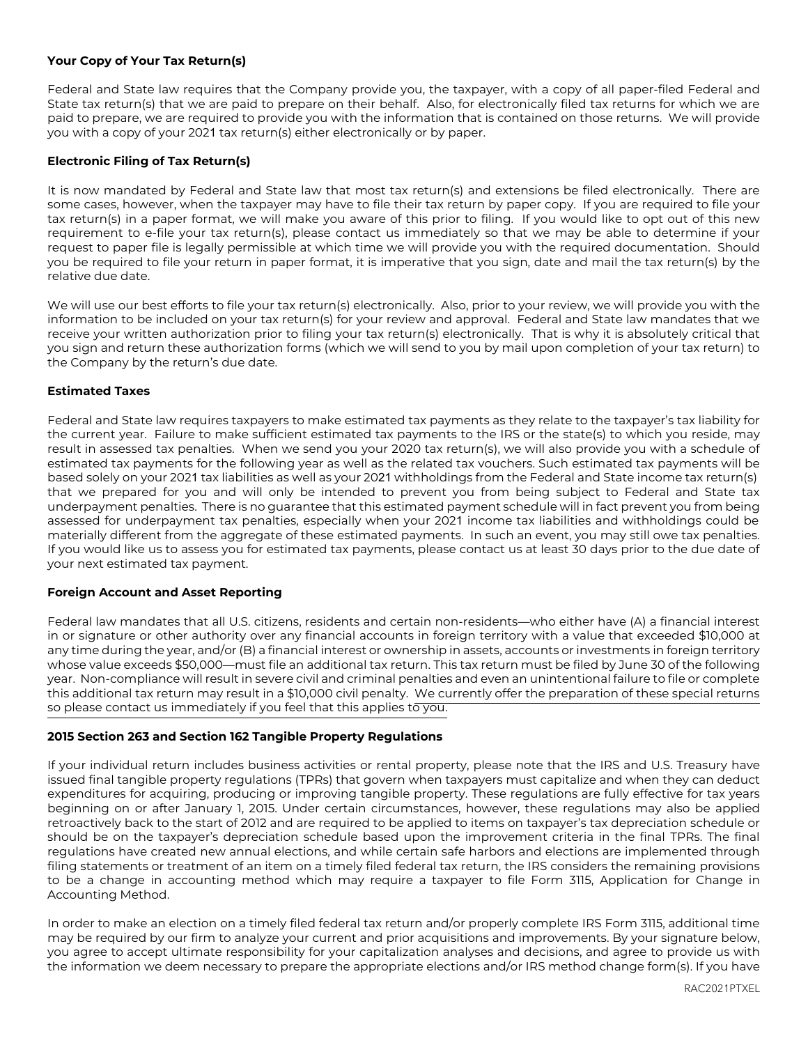**Your Copy of Your Tax Return(s)**

Federal and State law requires that the Company provide you, the taxpayer, with a copy of all paper-filed Federal and State tax return(s) that we are paid to prepare on their behalf. Also, for electronically filed tax returns for which we are paid to prepare, we are required to provide you with the information that is contained on those returns. We will provide you with a copy of your 2021 tax return(s) either electronically or by paper.

**Electronic Filing of Tax Return(s)**

It is now mandated by Federal and State law that most tax return(s) and extensions be filed electronically. There are some cases, however, when the taxpayer may have to file their tax return by paper copy. If you are required to file your tax return(s) in a paper format, we will make you aware of this prior to filing. If you would like to opt out of this new requirement to e-file your tax return(s), please contact us immediately so that we may be able to determine if your request to paper file is legally permissible at which time we will provide you with the required documentation. Should you be required to file your return in paper format, it is imperative that you sign, date and mail the tax return(s) by the relative due date.

We will use our best efforts to file your tax return(s) electronically. Also, prior to your review, we will provide you with the information to be included on your tax return(s) for your review and approval. Federal and State law mandates that we receive your written authorization prior to filing your tax return(s) electronically. That is why it is absolutely critical that you sign and return these authorization forms (which we will send to you by mail upon completion of your tax return) to the Company by the return's due date.

**Estimated Taxes**

Federal and State law requires taxpayers to make estimated tax payments as they relate to the taxpayer's tax liability for the current year. Failure to make sufficient estimated tax payments to the IRS or the state(s) to which you reside, may result in assessed tax penalties. When we send you your 2020 tax return(s), we will also provide you with a schedule of estimated tax payments for the following year as well as the related tax vouchers. Such estimated tax payments will be based solely on your 2021 tax liabilities as well as your 2021 withholdings from the Federal and State income tax return(s) that we prepared for you and will only be intended to prevent you from being subject to Federal and State tax underpayment penalties. There is no guarantee that this estimated payment schedule will in fact prevent you from being assessed for underpayment tax penalties, especially when your 2021 income tax liabilities and withholdings could be materially different from the aggregate of these estimated payments. In such an event, you may still owe tax penalties. If you would like us to assess you for estimated tax payments, please contact us at least 30 days prior to the due date of your next estimated tax payment.

**Foreign Account and Asset Reporting**

Federal law mandates that all U.S. citizens, residents and certain non-residents—who either have (A) a financial interest in or signature or other authority over any financial accounts in foreign territory with a value that exceeded $10,000 at any time during the year, and/or (B) a financial interest or ownership in assets, accounts or investments in foreign territory whose value exceeds $50,000—must file an additional tax return. This tax return must be filed by June 30 of the following year. Non-compliance will result in severe civil and criminal penalties and even an unintentional failure to file or complete this additional tax return may result in a $10,000 civil penalty. We currently offer the preparation of these special returns so please contact us immediately if you feel that this applies to you.

**2015 Section 263 and Section 162 Tangible Property Regulations**

If your individual return includes business activities or rental property, please note that the IRS and U.S. Treasury have issued final tangible property regulations (TPRs) that govern when taxpayers must capitalize and when they can deduct expenditures for acquiring, producing or improving tangible property. These regulations are fully effective for tax years beginning on or after January 1, 2015. Under certain circumstances, however, these regulations may also be applied retroactively back to the start of 2012 and are required to be applied to items on taxpayer's tax depreciation schedule or should be on the taxpayer's depreciation schedule based upon the improvement criteria in the final TPRs. The final regulations have created new annual elections, and while certain safe harbors and elections are implemented through filing statements or treatment of an item on a timely filed federal tax return, the IRS considers the remaining provisions to be a change in accounting method which may require a taxpayer to file Form 3115, Application for Change in Accounting Method.

In order to make an election on a timely filed federal tax return and/or properly complete IRS Form 3115, additional time may be required by our firm to analyze your current and prior acquisitions and improvements. By your signature below, you agree to accept ultimate responsibility for your capitalization analyses and decisions, and agree to provide us with the information we deem necessary to prepare the appropriate elections and/or IRS method change form(s). If you have

RAC2021PTXEL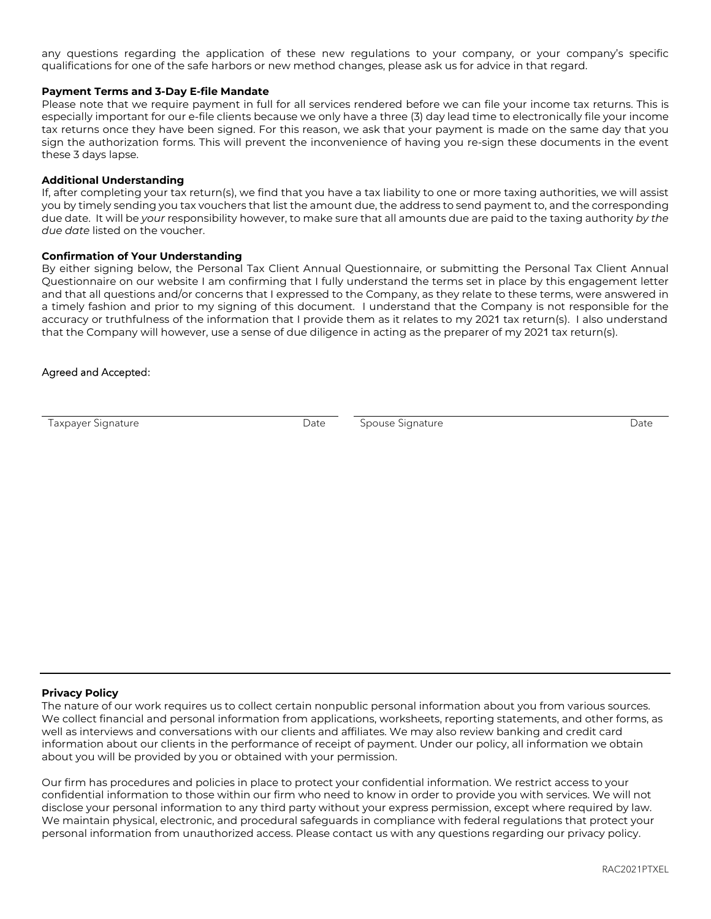any questions regarding the application of these new regulations to your company, or your company's specific qualifications for one of the safe harbors or new method changes, please ask us for advice in that regard.

**Payment Terms and 3-Day E-file Mandate**

Please note that we require payment in full for all services rendered before we can file your income tax returns. This is especially important for our e-file clients because we only have a three (3) day lead time to electronically file your income tax returns once they have been signed. For this reason, we ask that your payment is made on the same day that you sign the authorization forms. This will prevent the inconvenience of having you re-sign these documents in the event these 3 days lapse.

**Additional Understanding**

If, after completing your tax return(s), we find that you have a tax liability to one or more taxing authorities, we will assist you by timely sending you tax vouchers that list the amount due, the address to send payment to, and the corresponding due date. It will be *your* responsibility however, to make sure that all amounts due are paid to the taxing authority *by the due date* listed on the voucher.

**Confirmation of Your Understanding**

By either signing below, the Personal Tax Client Annual Questionnaire, or submitting the Personal Tax Client Annual Questionnaire on our website I am confirming that I fully understand the terms set in place by this engagement letter and that all questions and/or concerns that I expressed to the Company, as they relate to these terms, were answered in a timely fashion and prior to my signing of this document. I understand that the Company is not responsible for the accuracy or truthfulness of the information that I provide them as it relates to my 2021 tax return(s). I also understand that the Company will however, use a sense of due diligence in acting as the preparer of my 2021 tax return(s).

Agreed and Accepted:

| | | | |
|---|---|---|---|
| Taxpayer Signature | Date | Spouse Signature | Date |

---

**Privacy Policy**

The nature of our work requires us to collect certain nonpublic personal information about you from various sources. We collect financial and personal information from applications, worksheets, reporting statements, and other forms, as well as interviews and conversations with our clients and affiliates. We may also review banking and credit card information about our clients in the performance of receipt of payment. Under our policy, all information we obtain about you will be provided by you or obtained with your permission.

Our firm has procedures and policies in place to protect your confidential information. We restrict access to your confidential information to those within our firm who need to know in order to provide you with services. We will not disclose your personal information to any third party without your express permission, except where required by law. We maintain physical, electronic, and procedural safeguards in compliance with federal regulations that protect your personal information from unauthorized access. Please contact us with any questions regarding our privacy policy.

RAC2021PTXEL